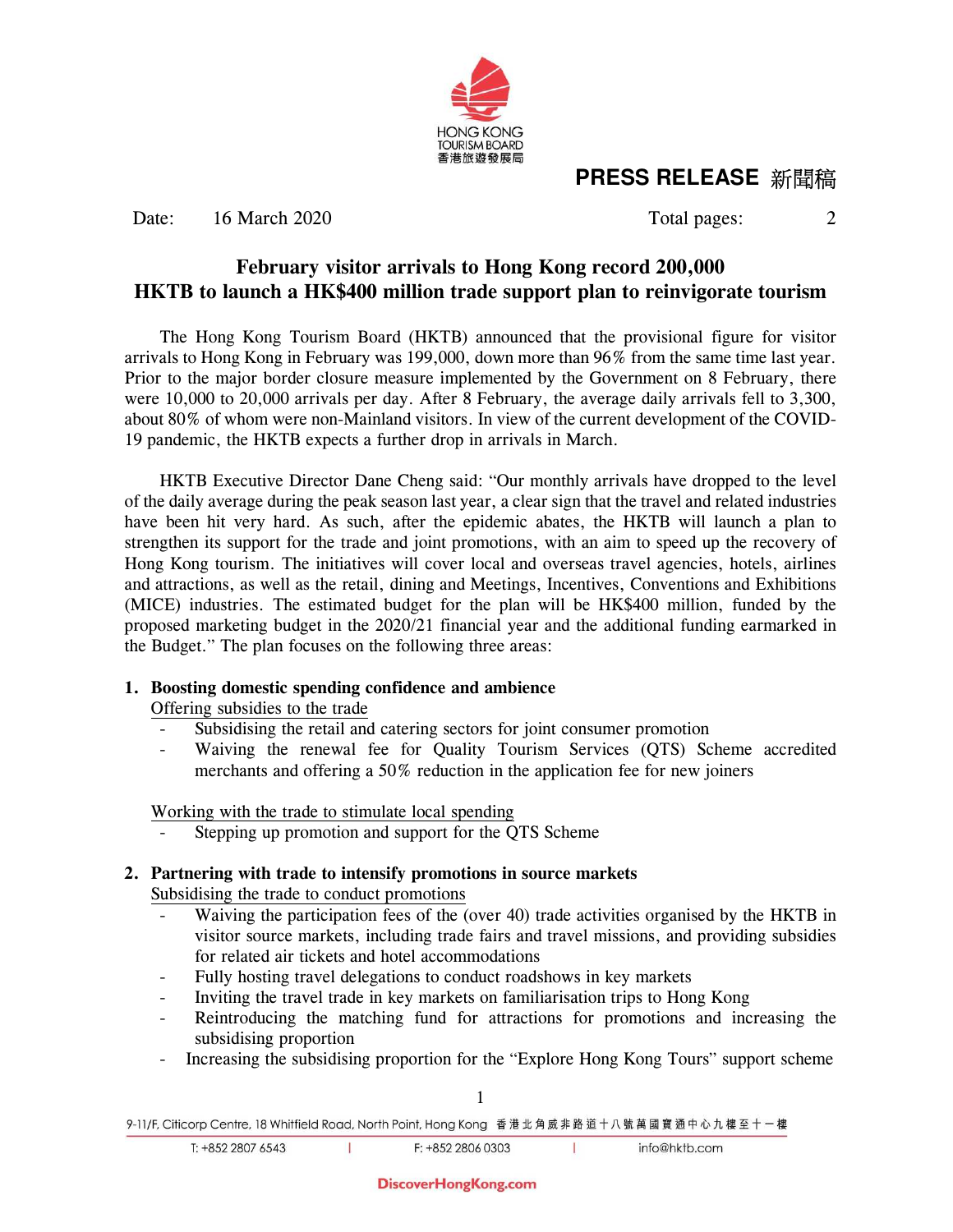HONG KONG TOURISM BOARD
香港旅遊發展局

**PRESS RELEASE 新聞稿**

Date: 16 March 2020 Total pages: 2

# February visitor arrivals to Hong Kong record 200,000
# HKTB to launch a HK$400 million trade support plan to reinvigorate tourism

The Hong Kong Tourism Board (HKTB) announced that the provisional figure for visitor arrivals to Hong Kong in February was 199,000, down more than 96% from the same time last year. Prior to the major border closure measure implemented by the Government on 8 February, there were 10,000 to 20,000 arrivals per day. After 8 February, the average daily arrivals fell to 3,300, about 80% of whom were non-Mainland visitors. In view of the current development of the COVID-19 pandemic, the HKTB expects a further drop in arrivals in March.

HKTB Executive Director Dane Cheng said: "Our monthly arrivals have dropped to the level of the daily average during the peak season last year, a clear sign that the travel and related industries have been hit very hard. As such, after the epidemic abates, the HKTB will launch a plan to strengthen its support for the trade and joint promotions, with an aim to speed up the recovery of Hong Kong tourism. The initiatives will cover local and overseas travel agencies, hotels, airlines and attractions, as well as the retail, dining and Meetings, Incentives, Conventions and Exhibitions (MICE) industries. The estimated budget for the plan will be HK$400 million, funded by the proposed marketing budget in the 2020/21 financial year and the additional funding earmarked in the Budget." The plan focuses on the following three areas:

1. **Boosting domestic spending confidence and ambience**

   <u>Offering subsidies to the trade</u>
   - Subsidising the retail and catering sectors for joint consumer promotion
   - Waiving the renewal fee for Quality Tourism Services (QTS) Scheme accredited merchants and offering a 50% reduction in the application fee for new joiners

   <u>Working with the trade to stimulate local spending</u>
   - Stepping up promotion and support for the QTS Scheme

2. **Partnering with trade to intensify promotions in source markets**

   <u>Subsidising the trade to conduct promotions</u>
   - Waiving the participation fees of the (over 40) trade activities organised by the HKTB in visitor source markets, including trade fairs and travel missions, and providing subsidies for related air tickets and hotel accommodations
   - Fully hosting travel delegations to conduct roadshows in key markets
   - Inviting the travel trade in key markets on familiarisation trips to Hong Kong
   - Reintroducing the matching fund for attractions for promotions and increasing the subsidising proportion
   - Increasing the subsidising proportion for the "Explore Hong Kong Tours" support scheme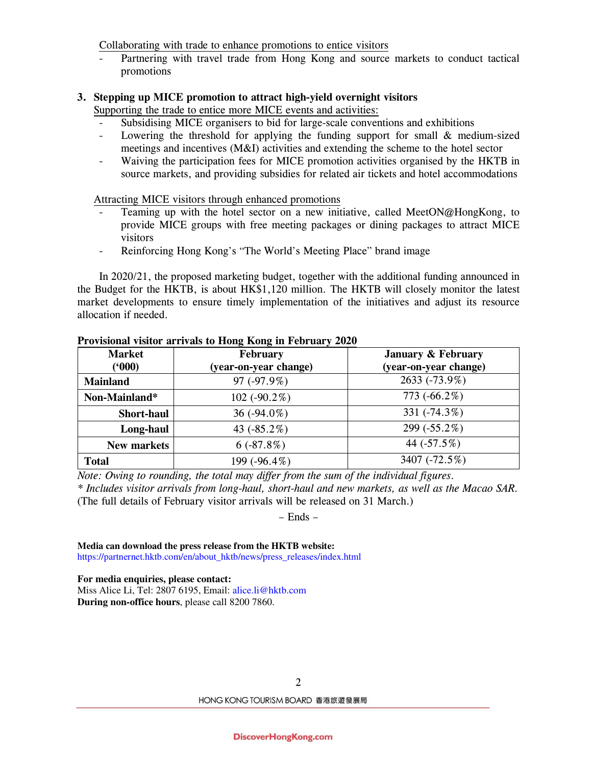Collaborating with trade to enhance promotions to entice visitors

- Partnering with travel trade from Hong Kong and source markets to conduct tactical promotions

**3. Stepping up MICE promotion to attract high-yield overnight visitors**

Supporting the trade to entice more MICE events and activities:

- Subsidising MICE organisers to bid for large-scale conventions and exhibitions
- Lowering the threshold for applying the funding support for small & medium-sized meetings and incentives (M&I) activities and extending the scheme to the hotel sector
- Waiving the participation fees for MICE promotion activities organised by the HKTB in source markets, and providing subsidies for related air tickets and hotel accommodations

Attracting MICE visitors through enhanced promotions

- Teaming up with the hotel sector on a new initiative, called MeetON@HongKong, to provide MICE groups with free meeting packages or dining packages to attract MICE visitors
- Reinforcing Hong Kong's "The World's Meeting Place" brand image

In 2020/21, the proposed marketing budget, together with the additional funding announced in the Budget for the HKTB, is about HK$1,120 million. The HKTB will closely monitor the latest market developments to ensure timely implementation of the initiatives and adjust its resource allocation if needed.

**Provisional visitor arrivals to Hong Kong in February 2020**

| Market ('000) | February (year-on-year change) | January & February (year-on-year change) |
|---|---|---|
| **Mainland** | 97 (-97.9%) | 2633 (-73.9%) |
| **Non-Mainland*** | 102 (-90.2%) | 773 (-66.2%) |
| **Short-haul** | 36 (-94.0%) | 331 (-74.3%) |
| **Long-haul** | 43 (-85.2%) | 299 (-55.2%) |
| **New markets** | 6 (-87.8%) | 44 (-57.5%) |
| **Total** | 199 (-96.4%) | 3407 (-72.5%) |

*Note: Owing to rounding, the total may differ from the sum of the individual figures.*

*\* Includes visitor arrivals from long-haul, short-haul and new markets, as well as the Macao SAR.*

(The full details of February visitor arrivals will be released on 31 March.)

– Ends –

**Media can download the press release from the HKTB website:**
https://partnernet.hktb.com/en/about_hktb/news/press_releases/index.html

**For media enquiries, please contact:**
Miss Alice Li, Tel: 2807 6195, Email: alice.li@hktb.com
**During non-office hours**, please call 8200 7860.